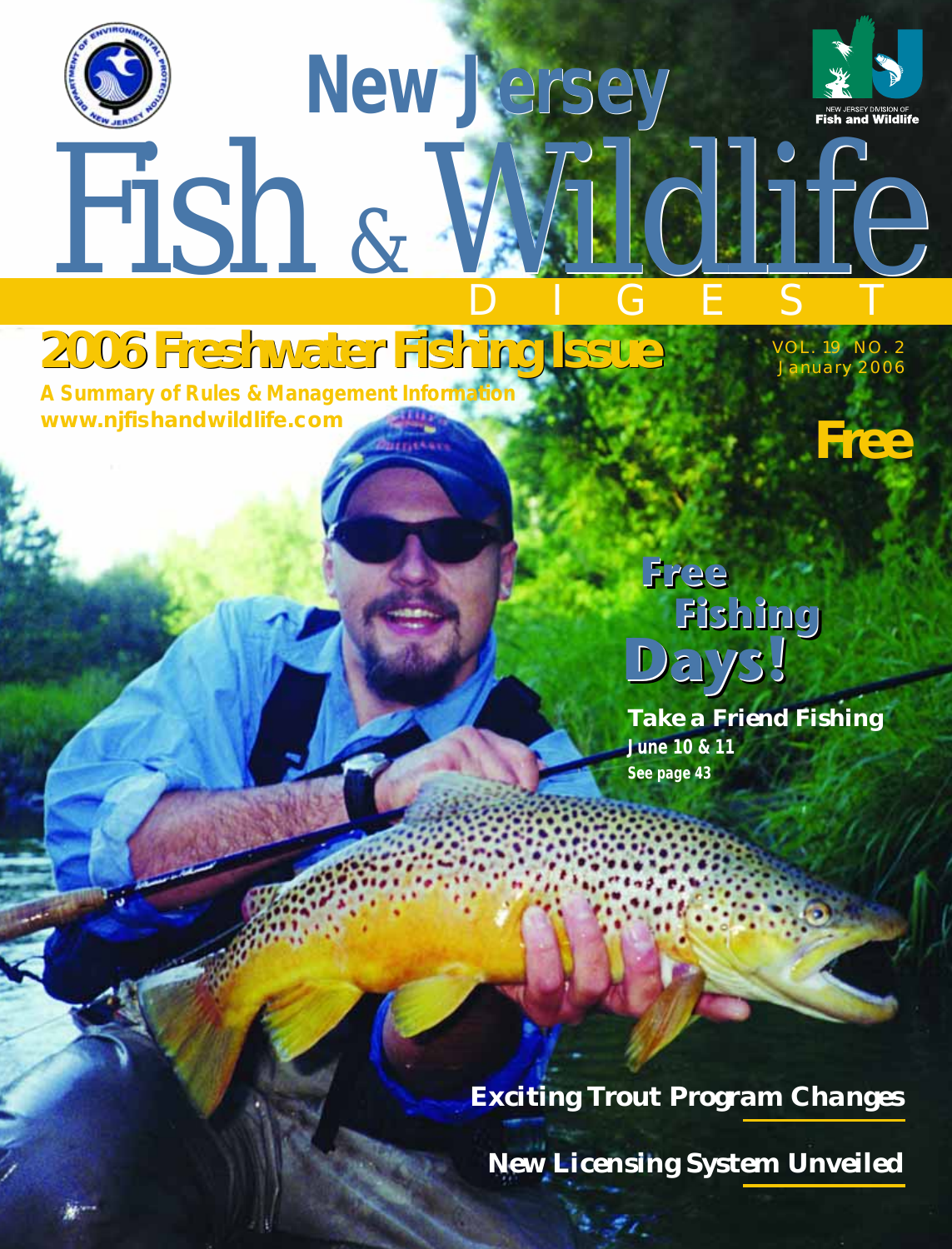# New Jersey Fish & Wildlife DIGEST

NEW JERSEY DIVISION OF Fish and Wildlife

## 2006 Freshwater Fishing Issue

**A Summary of Rules & Management Information**
**www.njfishandwildlife.com**

VOL. 19 NO. 2
January 2006

**Free**

## Free Fishing Days!

**Take a Friend Fishing**
**June 10 & 11**
**See page 43**

**Exciting Trout Program Changes**

**New Licensing System Unveiled**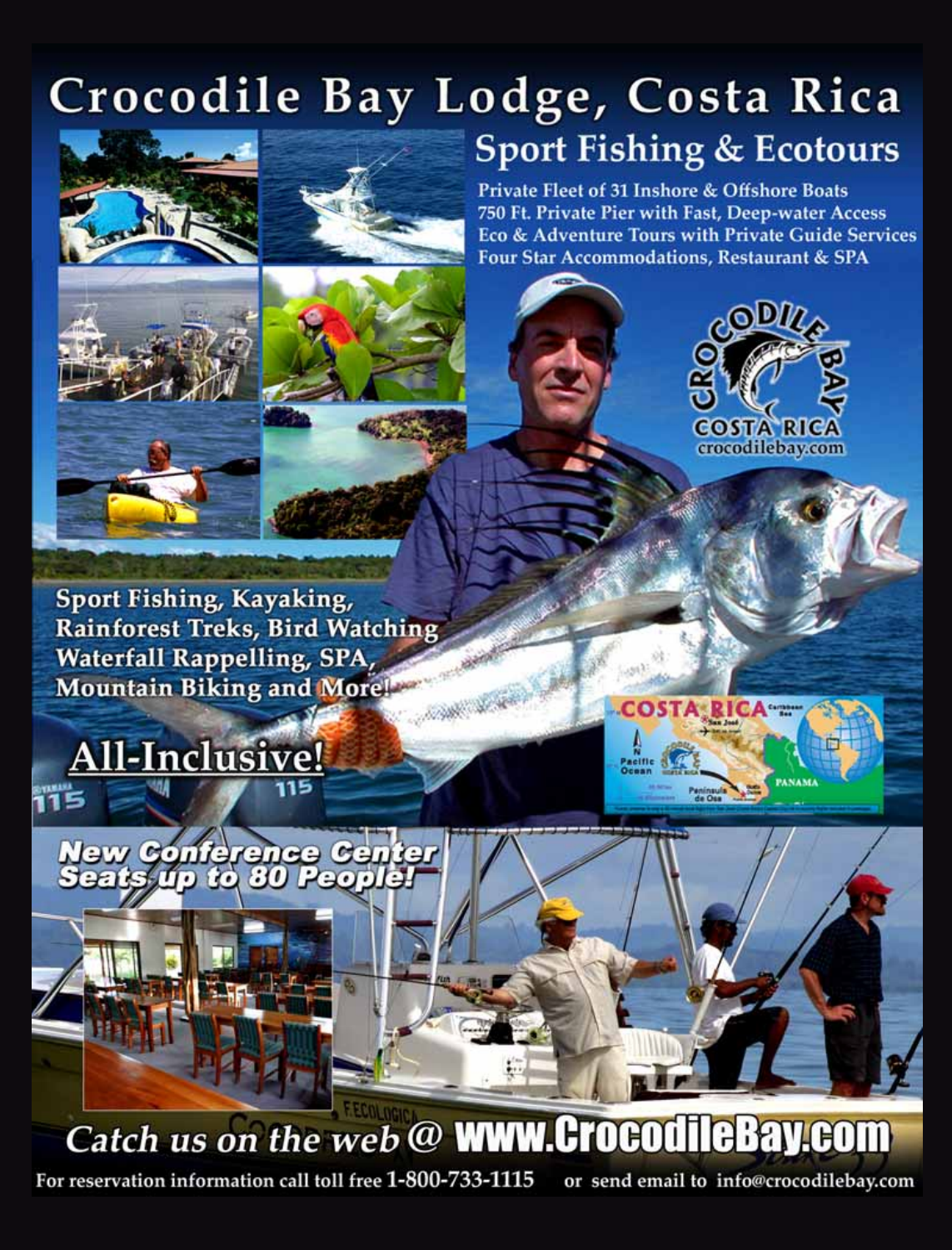# Crocodile Bay Lodge, Costa Rica

## Sport Fishing & Ecotours

**Private Fleet of 31 Inshore & Offshore Boats**
**750 Ft. Private Pier with Fast, Deep-water Access**
**Eco & Adventure Tours with Private Guide Services**
**Four Star Accommodations, Restaurant & SPA**

CROCODILE BAY
COSTA RICA
crocodilebay.com

**Sport Fishing, Kayaking, Rainforest Treks, Bird Watching Waterfall Rappelling, SPA, Mountain Biking and More!**

**All-Inclusive!**

**New Conference Center Seats up to 80 People!**

*Catch us on the web @* **www.CrocodileBay.com**

For reservation information call toll free **1-800-733-1115** or send email to info@crocodilebay.com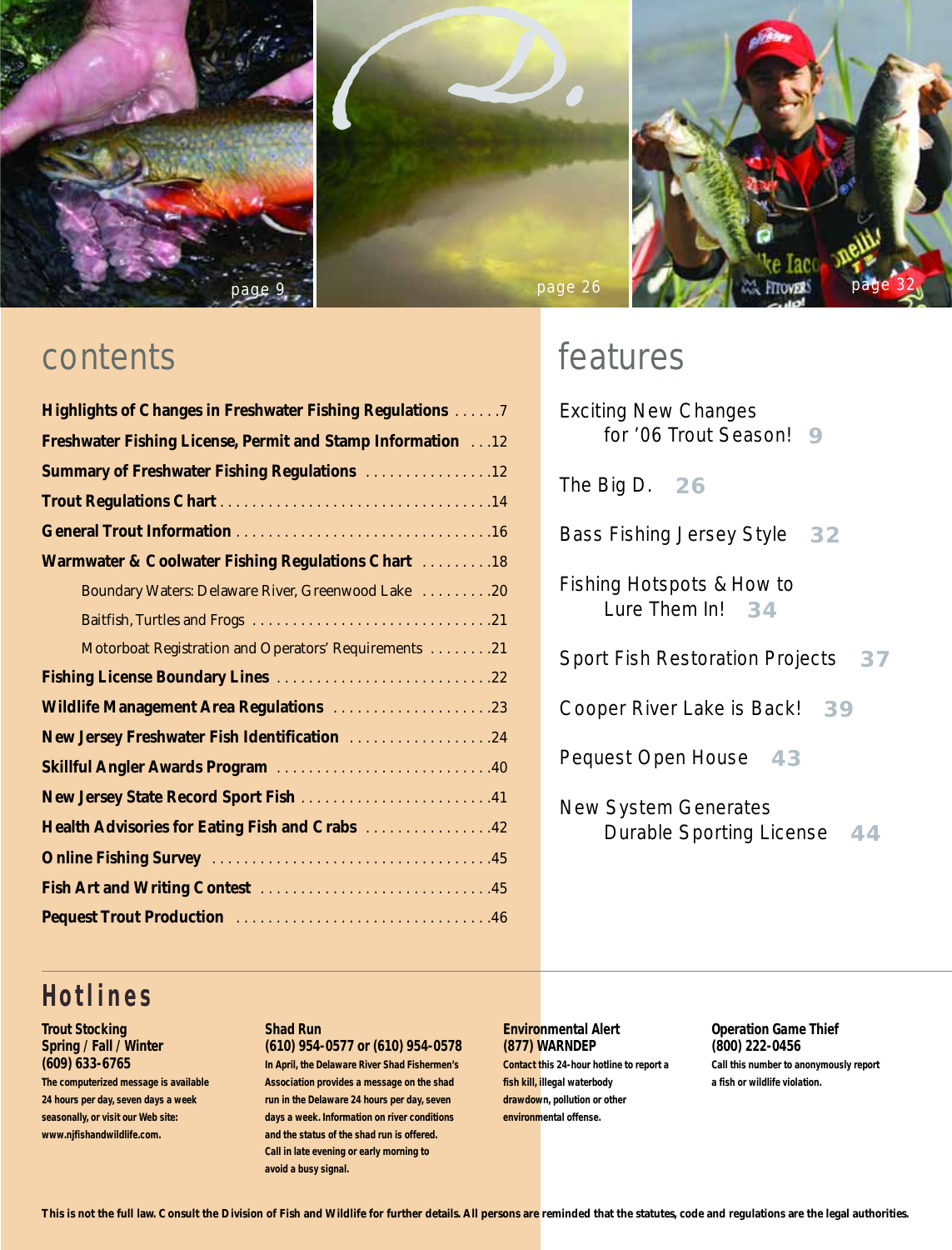page 9

page 26

page 32

## contents

**Highlights of Changes in Freshwater Fishing Regulations** . . . . . .7

**Freshwater Fishing License, Permit and Stamp Information** . . .12

**Summary of Freshwater Fishing Regulations** . . . . . . . . . . . . . . . .12

**Trout Regulations Chart** . . . . . . . . . . . . . . . . . . . . . . . . . . . . . . . . . .14

**General Trout Information** . . . . . . . . . . . . . . . . . . . . . . . . . . . . . . . .16

**Warmwater & Coolwater Fishing Regulations Chart** . . . . . . . . .18

Boundary Waters: Delaware River, Greenwood Lake . . . . . . . . .20

Baitfish, Turtles and Frogs . . . . . . . . . . . . . . . . . . . . . . . . . . . . . .21

Motorboat Registration and Operators' Requirements . . . . . . . .21

**Fishing License Boundary Lines** . . . . . . . . . . . . . . . . . . . . . . . . . . .22

**Wildlife Management Area Regulations** . . . . . . . . . . . . . . . . . . . .23

**New Jersey Freshwater Fish Identification** . . . . . . . . . . . . . . . . . .24

**Skillful Angler Awards Program** . . . . . . . . . . . . . . . . . . . . . . . . . . .40

**New Jersey State Record Sport Fish** . . . . . . . . . . . . . . . . . . . . . . . .41

**Health Advisories for Eating Fish and Crabs** . . . . . . . . . . . . . . . .42

**Online Fishing Survey** . . . . . . . . . . . . . . . . . . . . . . . . . . . . . . . . . . .45

**Fish Art and Writing Contest** . . . . . . . . . . . . . . . . . . . . . . . . . . . . .45

**Pequest Trout Production** . . . . . . . . . . . . . . . . . . . . . . . . . . . . . . .46

## features

Exciting New Changes for '06 Trout Season! **9**

The Big D. **26**

Bass Fishing Jersey Style **32**

Fishing Hotspots & How to Lure Them In! **34**

Sport Fish Restoration Projects **37**

Cooper River Lake is Back! **39**

Pequest Open House **43**

New System Generates Durable Sporting License **44**

## Hotlines

**Trout Stocking**
**Spring / Fall / Winter**
**(609) 633-6765**
The computerized message is available 24 hours per day, seven days a week seasonally, or visit our Web site: www.njfishandwildlife.com.

**Shad Run**
**(610) 954-0577 or (610) 954-0578**
In April, the Delaware River Shad Fishermen's Association provides a message on the shad run in the Delaware 24 hours per day, seven days a week. Information on river conditions and the status of the shad run is offered. Call in late evening or early morning to avoid a busy signal.

**Environmental Alert**
**(877) WARNDEP**
Contact this 24-hour hotline to report a fish kill, illegal waterbody drawdown, pollution or other environmental offense.

**Operation Game Thief**
**(800) 222-0456**
Call this number to anonymously report a fish or wildlife violation.

**This is not the full law. Consult the Division of Fish and Wildlife for further details. All persons are reminded that the statutes, code and regulations are the legal authorities.**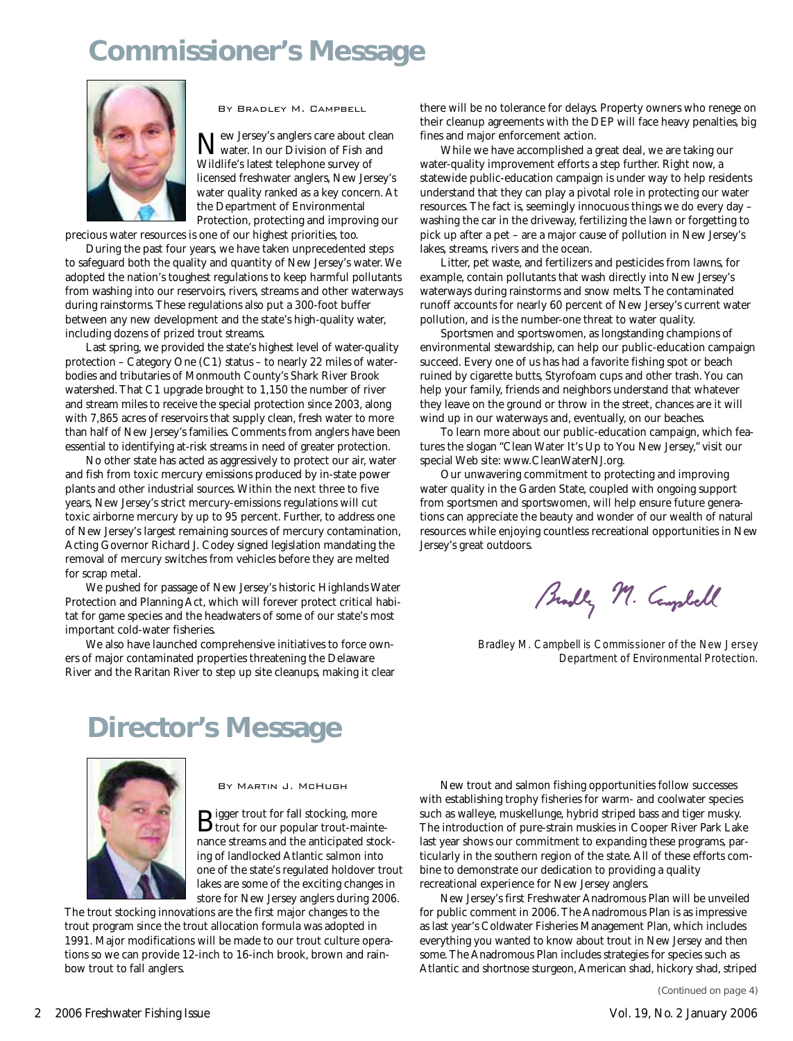# Commissioner's Message

By Bradley M. Campbell

New Jersey's anglers care about clean water. In our Division of Fish and Wildlife's latest telephone survey of licensed freshwater anglers, New Jersey's water quality ranked as a key concern. At the Department of Environmental Protection, protecting and improving our precious water resources is one of our highest priorities, too.

During the past four years, we have taken unprecedented steps to safeguard both the quality and quantity of New Jersey's water. We adopted the nation's toughest regulations to keep harmful pollutants from washing into our reservoirs, rivers, streams and other waterways during rainstorms. These regulations also put a 300-foot buffer between any new development and the state's high-quality water, including dozens of prized trout streams.

Last spring, we provided the state's highest level of water-quality protection – Category One (C1) status – to nearly 22 miles of waterbodies and tributaries of Monmouth County's Shark River Brook watershed. That C1 upgrade brought to 1,150 the number of river and stream miles to receive the special protection since 2003, along with 7,865 acres of reservoirs that supply clean, fresh water to more than half of New Jersey's families. Comments from anglers have been essential to identifying at-risk streams in need of greater protection.

No other state has acted as aggressively to protect our air, water and fish from toxic mercury emissions produced by in-state power plants and other industrial sources. Within the next three to five years, New Jersey's strict mercury-emissions regulations will cut toxic airborne mercury by up to 95 percent. Further, to address one of New Jersey's largest remaining sources of mercury contamination, Acting Governor Richard J. Codey signed legislation mandating the removal of mercury switches from vehicles before they are melted for scrap metal.

We pushed for passage of New Jersey's historic Highlands Water Protection and Planning Act, which will forever protect critical habitat for game species and the headwaters of some of our state's most important cold-water fisheries.

We also have launched comprehensive initiatives to force owners of major contaminated properties threatening the Delaware River and the Raritan River to step up site cleanups, making it clear there will be no tolerance for delays. Property owners who renege on their cleanup agreements with the DEP will face heavy penalties, big fines and major enforcement action.

While we have accomplished a great deal, we are taking our water-quality improvement efforts a step further. Right now, a statewide public-education campaign is under way to help residents understand that they can play a pivotal role in protecting our water resources. The fact is, seemingly innocuous things we do every day – washing the car in the driveway, fertilizing the lawn or forgetting to pick up after a pet – are a major cause of pollution in New Jersey's lakes, streams, rivers and the ocean.

Litter, pet waste, and fertilizers and pesticides from lawns, for example, contain pollutants that wash directly into New Jersey's waterways during rainstorms and snow melts. The contaminated runoff accounts for nearly 60 percent of New Jersey's current water pollution, and is the number-one threat to water quality.

Sportsmen and sportswomen, as longstanding champions of environmental stewardship, can help our public-education campaign succeed. Every one of us has had a favorite fishing spot or beach ruined by cigarette butts, Styrofoam cups and other trash. You can help your family, friends and neighbors understand that whatever they leave on the ground or throw in the street, chances are it will wind up in our waterways and, eventually, on our beaches.

To learn more about our public-education campaign, which features the slogan "Clean Water It's Up to You New Jersey," visit our special Web site: www.CleanWaterNJ.org.

Our unwavering commitment to protecting and improving water quality in the Garden State, coupled with ongoing support from sportsmen and sportswomen, will help ensure future generations can appreciate the beauty and wonder of our wealth of natural resources while enjoying countless recreational opportunities in New Jersey's great outdoors.

*Bradley M. Campbell is Commissioner of the New Jersey Department of Environmental Protection.*

# Director's Message

By Martin J. McHugh

Bigger trout for fall stocking, more trout for our popular trout-maintenance streams and the anticipated stocking of landlocked Atlantic salmon into one of the state's regulated holdover trout lakes are some of the exciting changes in store for New Jersey anglers during 2006. The trout stocking innovations are the first major changes to the trout program since the trout allocation formula was adopted in 1991. Major modifications will be made to our trout culture operations so we can provide 12-inch to 16-inch brook, brown and rainbow trout to fall anglers.

New trout and salmon fishing opportunities follow successes with establishing trophy fisheries for warm- and coolwater species such as walleye, muskellunge, hybrid striped bass and tiger musky. The introduction of pure-strain muskies in Cooper River Park Lake last year shows our commitment to expanding these programs, particularly in the southern region of the state. All of these efforts combine to demonstrate our dedication to providing a quality recreational experience for New Jersey anglers.

New Jersey's first Freshwater Anadromous Plan will be unveiled for public comment in 2006. The Anadromous Plan is as impressive as last year's Coldwater Fisheries Management Plan, which includes everything you wanted to know about trout in New Jersey and then some. The Anadromous Plan includes strategies for species such as Atlantic and shortnose sturgeon, American shad, hickory shad, striped

(Continued on page 4)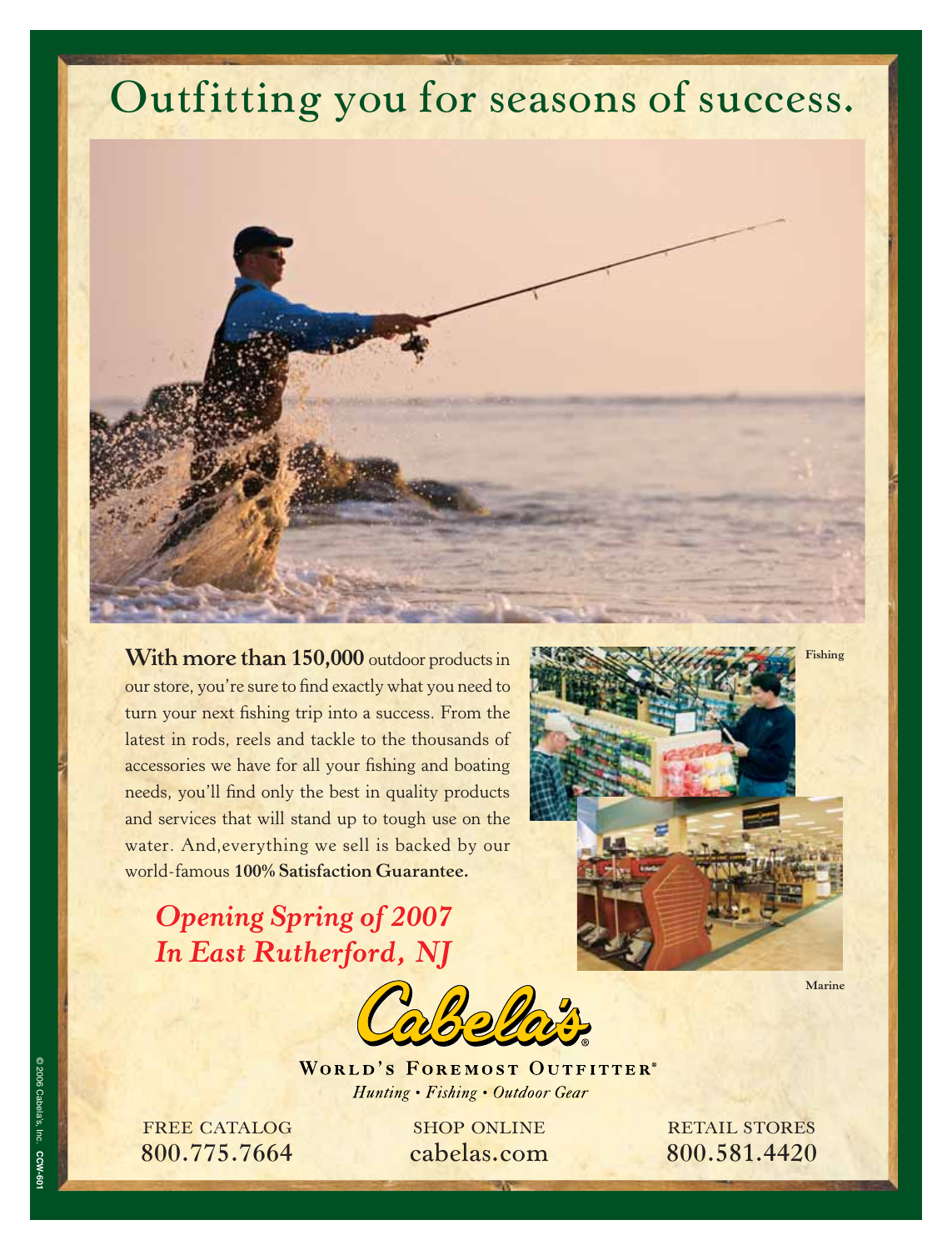# Outfitting you for seasons of success.

**With more than 150,000** outdoor products in our store, you're sure to find exactly what you need to turn your next fishing trip into a success. From the latest in rods, reels and tackle to the thousands of accessories we have for all your fishing and boating needs, you'll find only the best in quality products and services that will stand up to tough use on the water. And,everything we sell is backed by our world-famous **100% Satisfaction Guarantee.**

Fishing

Marine

***Opening Spring of 2007***
***In East Rutherford, NJ***

Cabela's®

WORLD'S FOREMOST OUTFITTER®

*Hunting • Fishing • Outdoor Gear*

FREE CATALOG
800.775.7664

SHOP ONLINE
cabelas.com

RETAIL STORES
800.581.4420

© 2006 Cabela's, Inc. **CCW-601**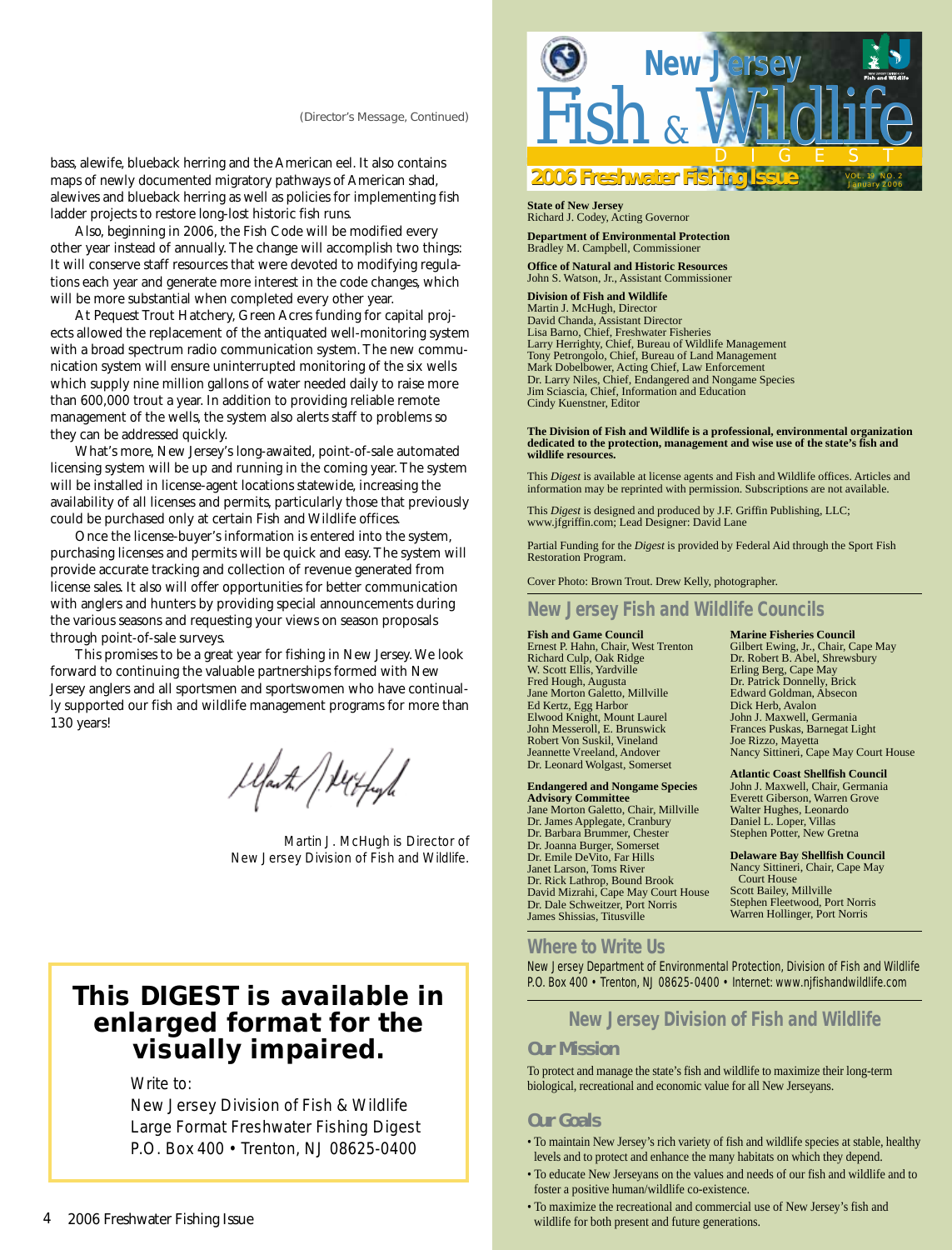(Director's Message, Continued)

bass, alewife, blueback herring and the American eel. It also contains maps of newly documented migratory pathways of American shad, alewives and blueback herring as well as policies for implementing fish ladder projects to restore long-lost historic fish runs.

Also, beginning in 2006, the Fish Code will be modified every other year instead of annually. The change will accomplish two things: It will conserve staff resources that were devoted to modifying regulations each year and generate more interest in the code changes, which will be more substantial when completed every other year.

At Pequest Trout Hatchery, Green Acres funding for capital projects allowed the replacement of the antiquated well-monitoring system with a broad spectrum radio communication system. The new communication system will ensure uninterrupted monitoring of the six wells which supply nine million gallons of water needed daily to raise more than 600,000 trout a year. In addition to providing reliable remote management of the wells, the system also alerts staff to problems so they can be addressed quickly.

What's more, New Jersey's long-awaited, point-of-sale automated licensing system will be up and running in the coming year. The system will be installed in license-agent locations statewide, increasing the availability of all licenses and permits, particularly those that previously could be purchased only at certain Fish and Wildlife offices.

Once the license-buyer's information is entered into the system, purchasing licenses and permits will be quick and easy. The system will provide accurate tracking and collection of revenue generated from license sales. It also will offer opportunities for better communication with anglers and hunters by providing special announcements during the various seasons and requesting your views on season proposals through point-of-sale surveys.

This promises to be a great year for fishing in New Jersey. We look forward to continuing the valuable partnerships formed with New Jersey anglers and all sportsmen and sportswomen who have continually supported our fish and wildlife management programs for more than 130 years!

*Martin J. McHugh is Director of New Jersey Division of Fish and Wildlife.*

## This DIGEST is available in enlarged format for the visually impaired.

Write to:
New Jersey Division of Fish & Wildlife
Large Format Freshwater Fishing Digest
P.O. Box 400 • Trenton, NJ 08625-0400

# New Jersey Fish & Wildlife DIGEST

**2006 Freshwater Fishing Issue** — Vol. 19 No. 2, January 2006

**State of New Jersey**
Richard J. Codey, Acting Governor

**Department of Environmental Protection**
Bradley M. Campbell, Commissioner

**Office of Natural and Historic Resources**
John S. Watson, Jr., Assistant Commissioner

**Division of Fish and Wildlife**
Martin J. McHugh, Director
David Chanda, Assistant Director
Lisa Barno, Chief, Freshwater Fisheries
Larry Herrighty, Chief, Bureau of Wildlife Management
Tony Petrongolo, Chief, Bureau of Land Management
Mark Dobelbower, Acting Chief, Law Enforcement
Dr. Larry Niles, Chief, Endangered and Nongame Species
Jim Sciascia, Chief, Information and Education
Cindy Kuenstner, Editor

**The Division of Fish and Wildlife is a professional, environmental organization dedicated to the protection, management and wise use of the state's fish and wildlife resources.**

This *Digest* is available at license agents and Fish and Wildlife offices. Articles and information may be reprinted with permission. Subscriptions are not available.

This *Digest* is designed and produced by J.F. Griffin Publishing, LLC; www.jfgriffin.com; Lead Designer: David Lane

Partial Funding for the *Digest* is provided by Federal Aid through the Sport Fish Restoration Program.

Cover Photo: Brown Trout. Drew Kelly, photographer.

## New Jersey Fish and Wildlife Councils

**Fish and Game Council**
Ernest P. Hahn, Chair, West Trenton
Richard Culp, Oak Ridge
W. Scott Ellis, Yardville
Fred Hough, Augusta
Jane Morton Galetto, Millville
Ed Kertz, Egg Harbor
Elwood Knight, Mount Laurel
John Messeroll, E. Brunswick
Robert Von Suskil, Vineland
Jeannette Vreeland, Andover
Dr. Leonard Wolgast, Somerset

**Endangered and Nongame Species Advisory Committee**
Jane Morton Galetto, Chair, Millville
Dr. James Applegate, Cranbury
Dr. Barbara Brummer, Chester
Dr. Joanna Burger, Somerset
Dr. Emile DeVito, Far Hills
Janet Larson, Toms River
Dr. Rick Lathrop, Bound Brook
David Mizrahi, Cape May Court House
Dr. Dale Schweitzer, Port Norris
James Shissias, Titusville

**Marine Fisheries Council**
Gilbert Ewing, Jr., Chair, Cape May
Dr. Robert B. Abel, Shrewsbury
Erling Berg, Cape May
Dr. Patrick Donnelly, Brick
Edward Goldman, Absecon
Dick Herb, Avalon
John J. Maxwell, Germania
Frances Puskas, Barnegat Light
Joe Rizzo, Mayetta
Nancy Sittineri, Cape May Court House

**Atlantic Coast Shellfish Council**
John J. Maxwell, Chair, Germania
Everett Giberson, Warren Grove
Walter Hughes, Leonardo
Daniel L. Loper, Villas
Stephen Potter, New Gretna

**Delaware Bay Shellfish Council**
Nancy Sittineri, Chair, Cape May Court House
Scott Bailey, Millville
Stephen Fleetwood, Port Norris
Warren Hollinger, Port Norris

## Where to Write Us

New Jersey Department of Environmental Protection, Division of Fish and Wildlife
P.O. Box 400 • Trenton, NJ 08625-0400 • Internet: www.njfishandwildlife.com

## New Jersey Division of Fish and Wildlife

### Our Mission

To protect and manage the state's fish and wildlife to maximize their long-term biological, recreational and economic value for all New Jerseyans.

### Our Goals

- To maintain New Jersey's rich variety of fish and wildlife species at stable, healthy levels and to protect and enhance the many habitats on which they depend.
- To educate New Jerseyans on the values and needs of our fish and wildlife and to foster a positive human/wildlife co-existence.
- To maximize the recreational and commercial use of New Jersey's fish and wildlife for both present and future generations.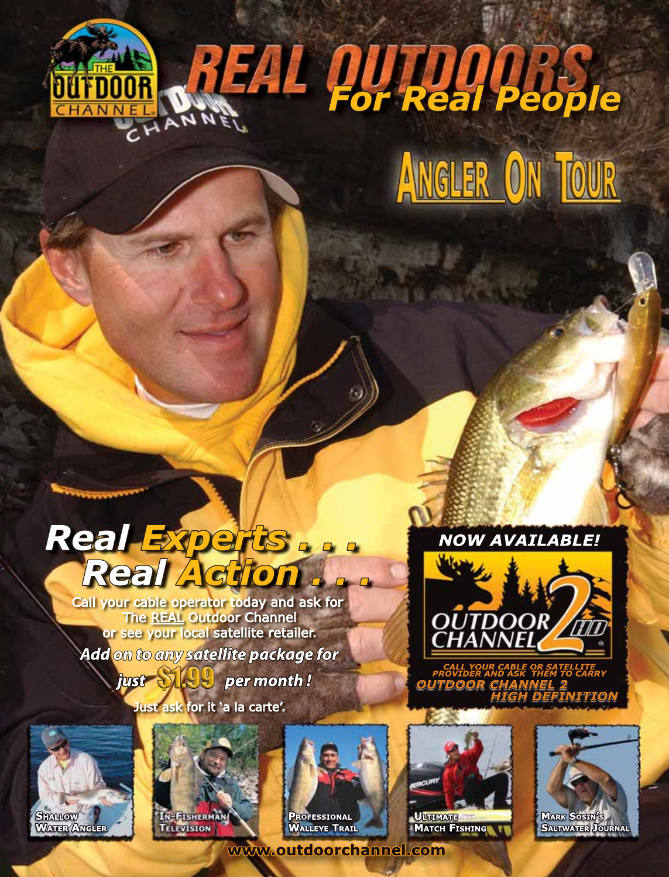# REAL OUTDOORS

## For Real People

## ANGLER ON TOUR

# Real Experts . . .
# Real Action . . .

Call your cable operator today and ask for The REAL Outdoor Channel or see your local satellite retailer.

***Add on to any satellite package for just $1.99 per month!***

Just ask for it 'a la carte'.

**NOW AVAILABLE!**

OUTDOOR CHANNEL 2 HD

CALL YOUR CABLE OR SATELLITE PROVIDER AND ASK THEM TO CARRY

***OUTDOOR CHANNEL 2 HIGH DEFINITION***

SHALLOW WATER ANGLER

IN-FISHERMAN TELEVISION

PROFESSIONAL WALLEYE TRAIL

ULTIMATE MATCH FISHING

MARK SOSIN'S SALTWATER JOURNAL

www.outdoorchannel.com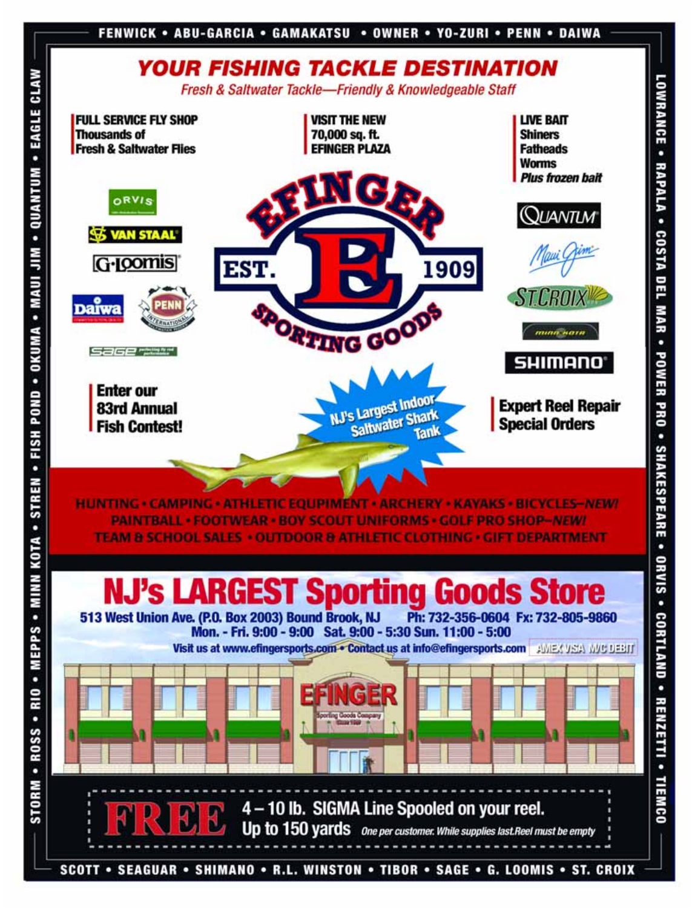FENWICK • ABU-GARCIA • GAMAKATSU • OWNER • YO-ZURI • PENN • DAIWA

# YOUR FISHING TACKLE DESTINATION

*Fresh & Saltwater Tackle—Friendly & Knowledgeable Staff*

**FULL SERVICE FLY SHOP**
**Thousands of Fresh & Saltwater Flies**

**VISIT THE NEW 70,000 sq. ft. EFINGER PLAZA**

**LIVE BAIT**
**Shiners**
**Fatheads**
**Worms**
***Plus frozen bait***

EFINGER EST. 1909 SPORTING GOODS

ORVIS • VAN STAAL • G.Loomis • Daiwa • PENN International • SAGE

QUANTUM • Maui Jim • ST.CROIX • MINN KOTA • SHIMANO

**Enter our 83rd Annual Fish Contest!**

NJ's Largest Indoor Saltwater Shark Tank

**Expert Reel Repair**
**Special Orders**

HUNTING • CAMPING • ATHLETIC EQUIPMENT • ARCHERY • KAYAKS • BICYCLES–*NEW!*
PAINTBALL • FOOTWEAR • BOY SCOUT UNIFORMS • GOLF PRO SHOP–*NEW!*
TEAM & SCHOOL SALES • OUTDOOR & ATHLETIC CLOTHING • GIFT DEPARTMENT

# NJ's LARGEST Sporting Goods Store

**513 West Union Ave. (P.O. Box 2003) Bound Brook, NJ** **Ph: 732-356-0604 Fx: 732-805-9860**
**Mon. - Fri. 9:00 - 9:00 Sat. 9:00 - 5:30 Sun. 11:00 - 5:00**
**Visit us at www.efingersports.com • Contact us at info@efingersports.com** AMEX VISA M/C DEBIT

**FREE** **4 – 10 lb. SIGMA Line Spooled on your reel. Up to 150 yards** *One per customer. While supplies last. Reel must be empty*

STORM • ROSS • RIO • MEPPS • MINN KOTA • STREN • FISH POND • OKUMA • MAUI JIM • QUANTUM • EAGLE CLAW

LOWRANCE • RAPALA • COSTA DEL MAR • POWER PRO • SHAKESPEARE • ORVIS • CORTLAND • RENZETTI • TIEMCO

SCOTT • SEAGUAR • SHIMANO • R.L. WINSTON • TIBOR • SAGE • G. LOOMIS • ST. CROIX